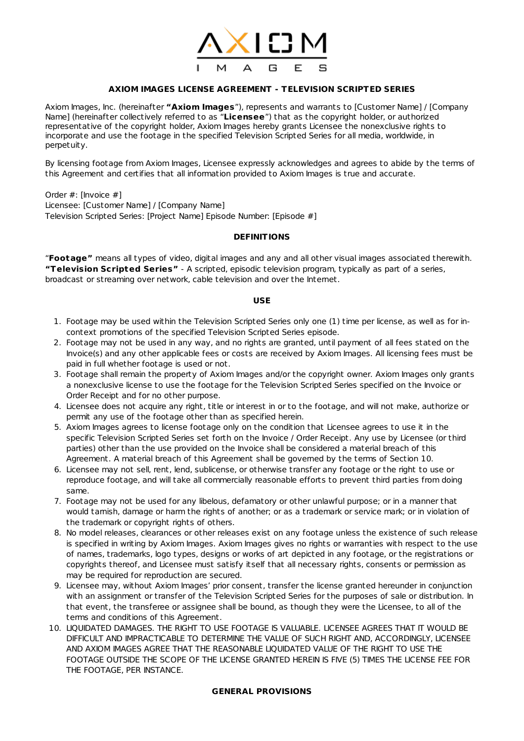AXIOM IMAGES

## AXIOM IMAGES LICENSE AGREEMENT - TELEVISION SCRIPTED SERIES

Axiom Images, Inc. (hereinafter **"Axiom Images**"), represents and warrants to [Customer Name] / [Company Name] (hereinafter collectively referred to as "**Licensee**") that as the copyright holder, or authorized representative of the copyright holder, Axiom Images hereby grants Licensee the nonexclusive rights to incorporate and use the footage in the specified Television Scripted Series for all media, worldwide, in perpetuity.

By licensing footage from Axiom Images, Licensee expressly acknowledges and agrees to abide by the terms of this Agreement and certifies that all information provided to Axiom Images is true and accurate.

Order #: [Invoice #]
Licensee: [Customer Name] / [Company Name]
Television Scripted Series: [Project Name] Episode Number: [Episode #]

### DEFINITIONS

"**Footage"** means all types of video, digital images and any and all other visual images associated therewith.
**"Television Scripted Series"** - A scripted, episodic television program, typically as part of a series, broadcast or streaming over network, cable television and over the Internet.

### USE

1. Footage may be used within the Television Scripted Series only one (1) time per license, as well as for in-context promotions of the specified Television Scripted Series episode.
2. Footage may not be used in any way, and no rights are granted, until payment of all fees stated on the Invoice(s) and any other applicable fees or costs are received by Axiom Images. All licensing fees must be paid in full whether footage is used or not.
3. Footage shall remain the property of Axiom Images and/or the copyright owner. Axiom Images only grants a nonexclusive license to use the footage for the Television Scripted Series specified on the Invoice or Order Receipt and for no other purpose.
4. Licensee does not acquire any right, title or interest in or to the footage, and will not make, authorize or permit any use of the footage other than as specified herein.
5. Axiom Images agrees to license footage only on the condition that Licensee agrees to use it in the specific Television Scripted Series set forth on the Invoice / Order Receipt. Any use by Licensee (or third parties) other than the use provided on the Invoice shall be considered a material breach of this Agreement. A material breach of this Agreement shall be governed by the terms of Section 10.
6. Licensee may not sell, rent, lend, sublicense, or otherwise transfer any footage or the right to use or reproduce footage, and will take all commercially reasonable efforts to prevent third parties from doing same.
7. Footage may not be used for any libelous, defamatory or other unlawful purpose; or in a manner that would tarnish, damage or harm the rights of another; or as a trademark or service mark; or in violation of the trademark or copyright rights of others.
8. No model releases, clearances or other releases exist on any footage unless the existence of such release is specified in writing by Axiom Images. Axiom Images gives no rights or warranties with respect to the use of names, trademarks, logo types, designs or works of art depicted in any footage, or the registrations or copyrights thereof, and Licensee must satisfy itself that all necessary rights, consents or permission as may be required for reproduction are secured.
9. Licensee may, without Axiom Images' prior consent, transfer the license granted hereunder in conjunction with an assignment or transfer of the Television Scripted Series for the purposes of sale or distribution. In that event, the transferee or assignee shall be bound, as though they were the Licensee, to all of the terms and conditions of this Agreement.
10. LIQUIDATED DAMAGES. THE RIGHT TO USE FOOTAGE IS VALUABLE. LICENSEE AGREES THAT IT WOULD BE DIFFICULT AND IMPRACTICABLE TO DETERMINE THE VALUE OF SUCH RIGHT AND, ACCORDINGLY, LICENSEE AND AXIOM IMAGES AGREE THAT THE REASONABLE LIQUIDATED VALUE OF THE RIGHT TO USE THE FOOTAGE OUTSIDE THE SCOPE OF THE LICENSE GRANTED HEREIN IS FIVE (5) TIMES THE LICENSE FEE FOR THE FOOTAGE, PER INSTANCE.

### GENERAL PROVISIONS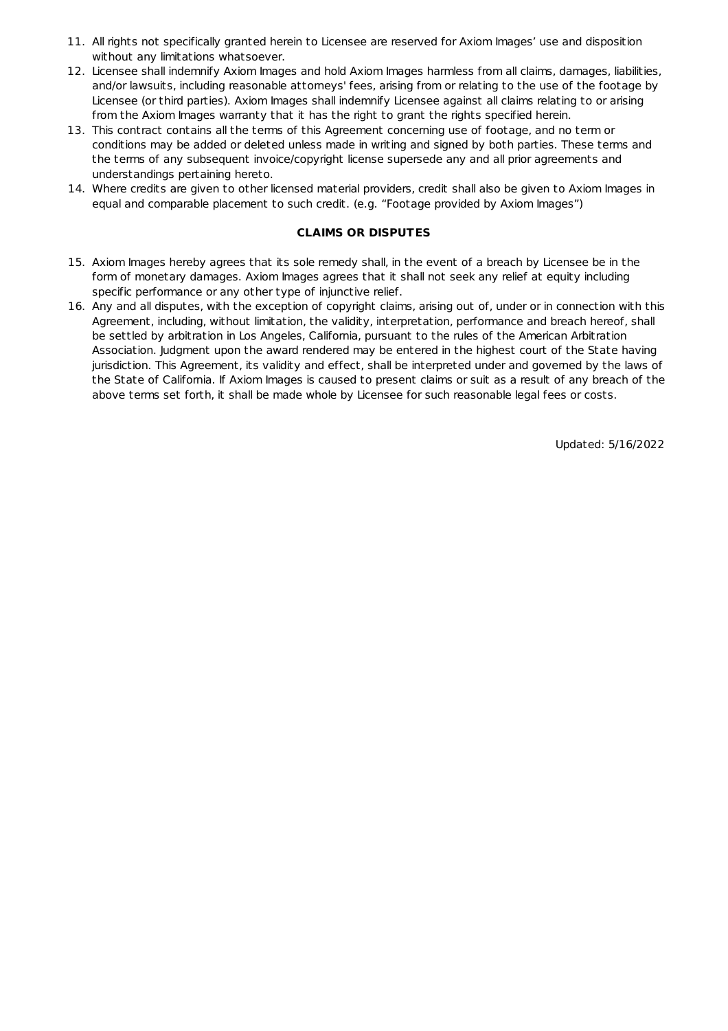11. All rights not specifically granted herein to Licensee are reserved for Axiom Images' use and disposition without any limitations whatsoever.
12. Licensee shall indemnify Axiom Images and hold Axiom Images harmless from all claims, damages, liabilities, and/or lawsuits, including reasonable attorneys' fees, arising from or relating to the use of the footage by Licensee (or third parties). Axiom Images shall indemnify Licensee against all claims relating to or arising from the Axiom Images warranty that it has the right to grant the rights specified herein.
13. This contract contains all the terms of this Agreement concerning use of footage, and no term or conditions may be added or deleted unless made in writing and signed by both parties. These terms and the terms of any subsequent invoice/copyright license supersede any and all prior agreements and understandings pertaining hereto.
14. Where credits are given to other licensed material providers, credit shall also be given to Axiom Images in equal and comparable placement to such credit. (e.g. "Footage provided by Axiom Images")

**CLAIMS OR DISPUTES**

15. Axiom Images hereby agrees that its sole remedy shall, in the event of a breach by Licensee be in the form of monetary damages. Axiom Images agrees that it shall not seek any relief at equity including specific performance or any other type of injunctive relief.
16. Any and all disputes, with the exception of copyright claims, arising out of, under or in connection with this Agreement, including, without limitation, the validity, interpretation, performance and breach hereof, shall be settled by arbitration in Los Angeles, California, pursuant to the rules of the American Arbitration Association. Judgment upon the award rendered may be entered in the highest court of the State having jurisdiction. This Agreement, its validity and effect, shall be interpreted under and governed by the laws of the State of California. If Axiom Images is caused to present claims or suit as a result of any breach of the above terms set forth, it shall be made whole by Licensee for such reasonable legal fees or costs.

Updated: 5/16/2022